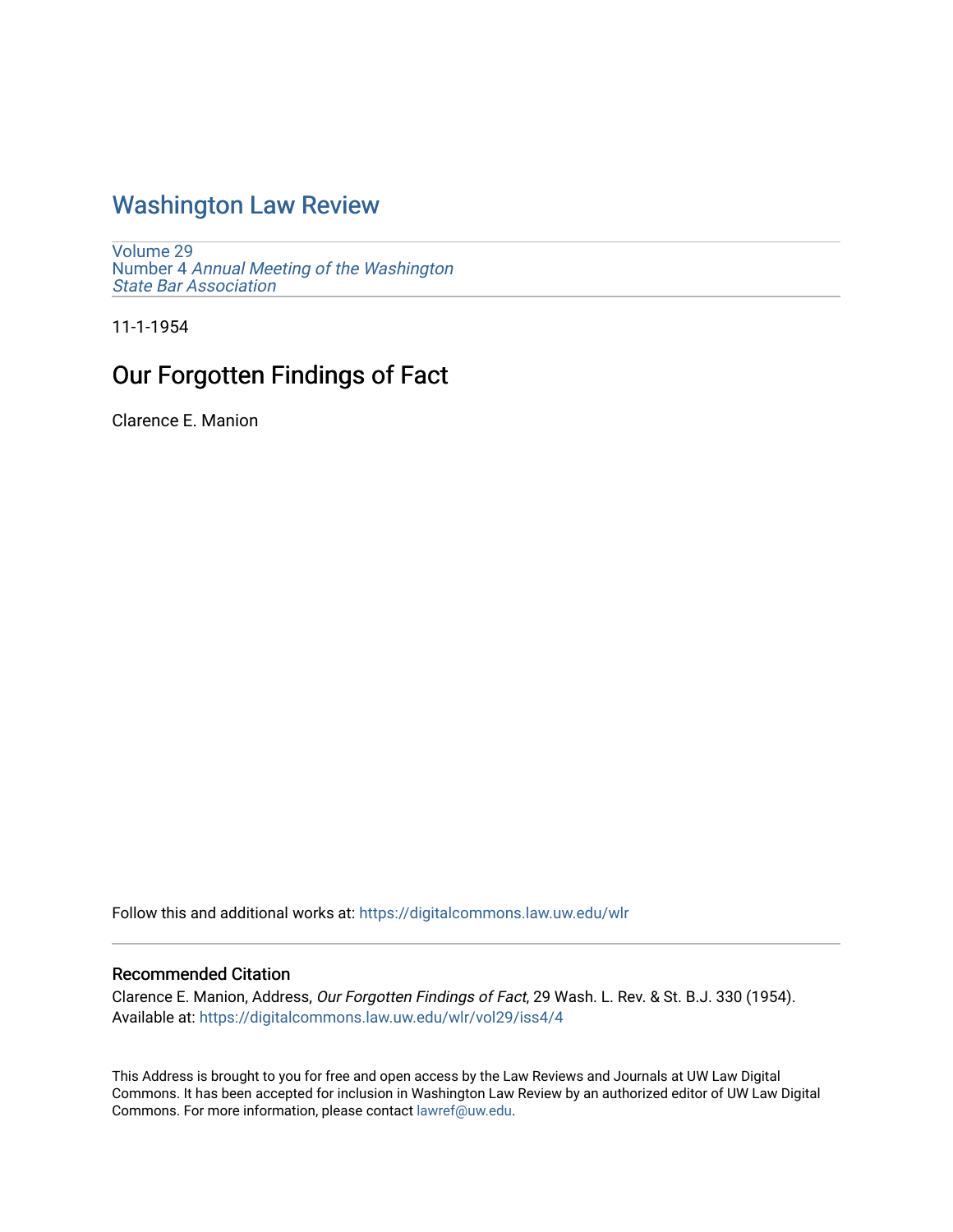# Washington Law Review

Volume 29
Number 4 *Annual Meeting of the Washington State Bar Association*

11-1-1954

## Our Forgotten Findings of Fact

Clarence E. Manion

Follow this and additional works at: https://digitalcommons.law.uw.edu/wlr

### Recommended Citation

Clarence E. Manion, Address, *Our Forgotten Findings of Fact*, 29 Wash. L. Rev. & St. B.J. 330 (1954).
Available at: https://digitalcommons.law.uw.edu/wlr/vol29/iss4/4

This Address is brought to you for free and open access by the Law Reviews and Journals at UW Law Digital Commons. It has been accepted for inclusion in Washington Law Review by an authorized editor of UW Law Digital Commons. For more information, please contact lawref@uw.edu.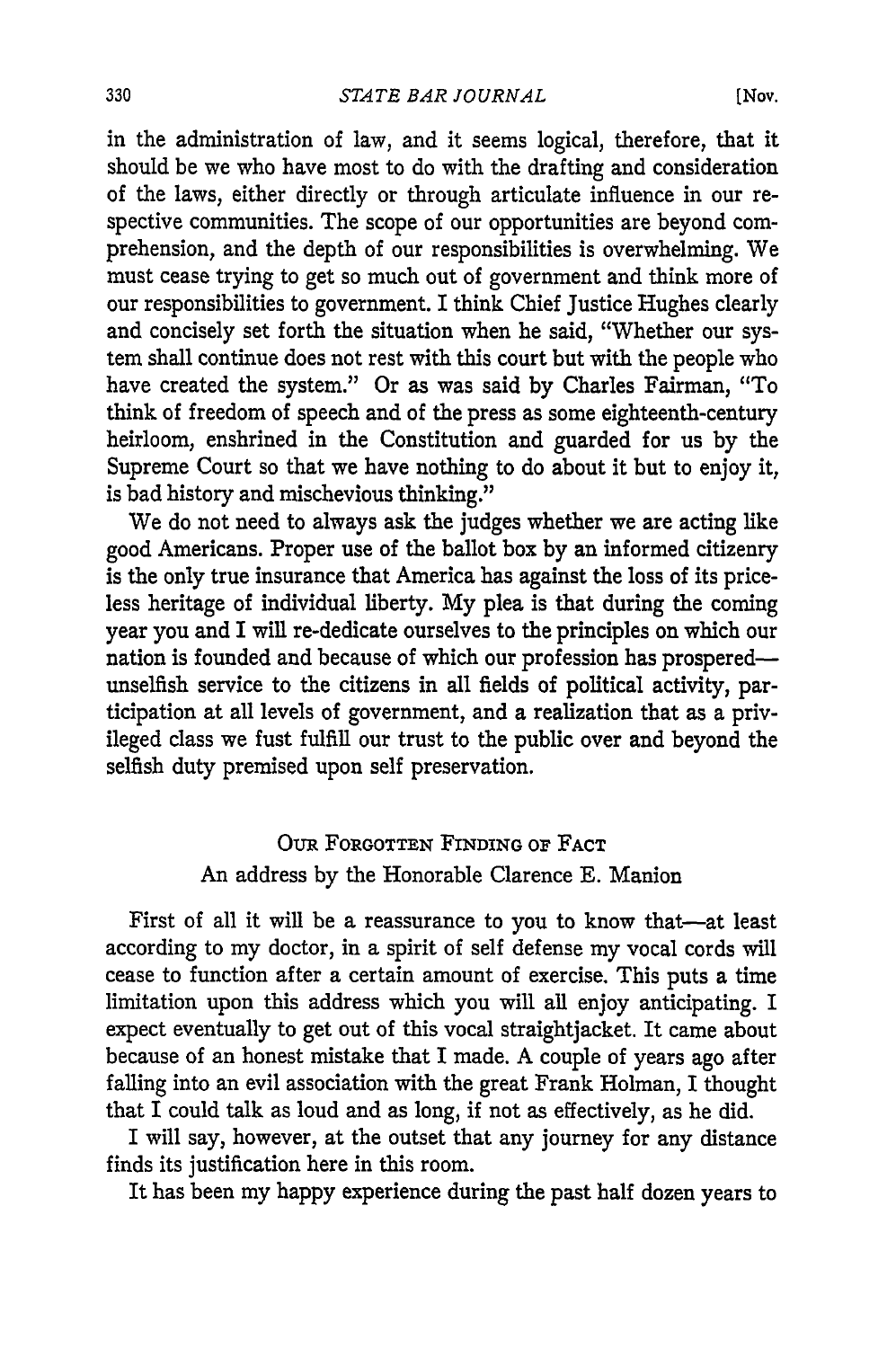in the administration of law, and it seems logical, therefore, that it should be we who have most to do with the drafting and consideration of the laws, either directly or through articulate influence in our respective communities. The scope of our opportunities are beyond comprehension, and the depth of our responsibilities is overwhelming. We must cease trying to get so much out of government and think more of our responsibilities to government. I think Chief Justice Hughes clearly and concisely set forth the situation when he said, "Whether our system shall continue does not rest with this court but with the people who have created the system." Or as was said by Charles Fairman, "To think of freedom of speech and of the press as some eighteenth-century heirloom, enshrined in the Constitution and guarded for us by the Supreme Court so that we have nothing to do about it but to enjoy it, is bad history and mischevious thinking."

We do not need to always ask the judges whether we are acting like good Americans. Proper use of the ballot box by an informed citizenry is the only true insurance that America has against the loss of its priceless heritage of individual liberty. My plea is that during the coming year you and I will re-dedicate ourselves to the principles on which our nation is founded and because of which our profession has prospered—unselfish service to the citizens in all fields of political activity, participation at all levels of government, and a realization that as a privileged class we fust fulfill our trust to the public over and beyond the selfish duty premised upon self preservation.

## Our Forgotten Finding of Fact

An address by the Honorable Clarence E. Manion

First of all it will be a reassurance to you to know that—at least according to my doctor, in a spirit of self defense my vocal cords will cease to function after a certain amount of exercise. This puts a time limitation upon this address which you will all enjoy anticipating. I expect eventually to get out of this vocal straightjacket. It came about because of an honest mistake that I made. A couple of years ago after falling into an evil association with the great Frank Holman, I thought that I could talk as loud and as long, if not as effectively, as he did.

I will say, however, at the outset that any journey for any distance finds its justification here in this room.

It has been my happy experience during the past half dozen years to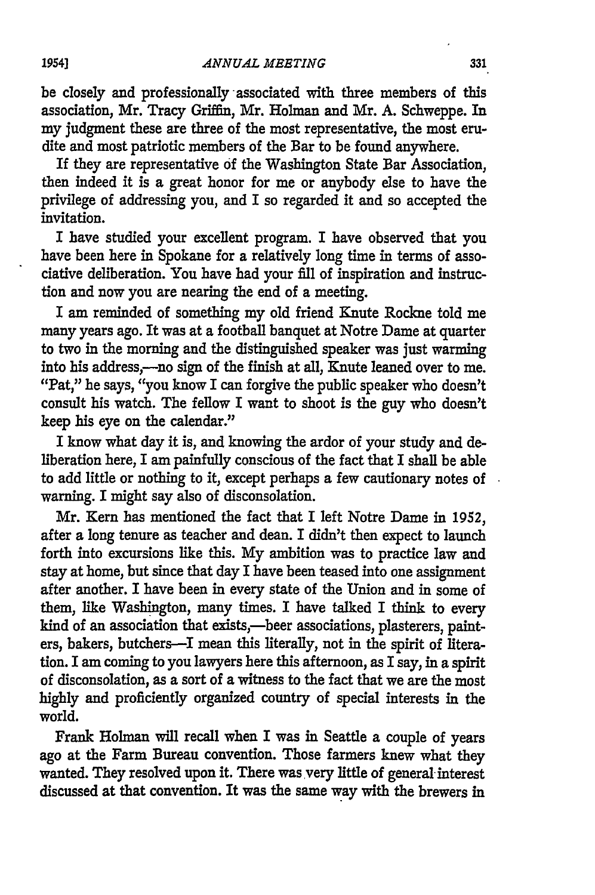be closely and professionally associated with three members of this association, Mr. Tracy Griffin, Mr. Holman and Mr. A. Schweppe. In my judgment these are three of the most representative, the most erudite and most patriotic members of the Bar to be found anywhere.

If they are representative of the Washington State Bar Association, then indeed it is a great honor for me or anybody else to have the privilege of addressing you, and I so regarded it and so accepted the invitation.

I have studied your excellent program. I have observed that you have been here in Spokane for a relatively long time in terms of associative deliberation. You have had your fill of inspiration and instruction and now you are nearing the end of a meeting.

I am reminded of something my old friend Knute Rockne told me many years ago. It was at a football banquet at Notre Dame at quarter to two in the morning and the distinguished speaker was just warming into his address,—no sign of the finish at all, Knute leaned over to me. "Pat," he says, "you know I can forgive the public speaker who doesn't consult his watch. The fellow I want to shoot is the guy who doesn't keep his eye on the calendar."

I know what day it is, and knowing the ardor of your study and deliberation here, I am painfully conscious of the fact that I shall be able to add little or nothing to it, except perhaps a few cautionary notes of warning. I might say also of disconsolation.

Mr. Kern has mentioned the fact that I left Notre Dame in 1952, after a long tenure as teacher and dean. I didn't then expect to launch forth into excursions like this. My ambition was to practice law and stay at home, but since that day I have been teased into one assignment after another. I have been in every state of the Union and in some of them, like Washington, many times. I have talked I think to every kind of an association that exists,—beer associations, plasterers, painters, bakers, butchers—I mean this literally, not in the spirit of literation. I am coming to you lawyers here this afternoon, as I say, in a spirit of disconsolation, as a sort of a witness to the fact that we are the most highly and proficiently organized country of special interests in the world.

Frank Holman will recall when I was in Seattle a couple of years ago at the Farm Bureau convention. Those farmers knew what they wanted. They resolved upon it. There was very little of general interest discussed at that convention. It was the same way with the brewers in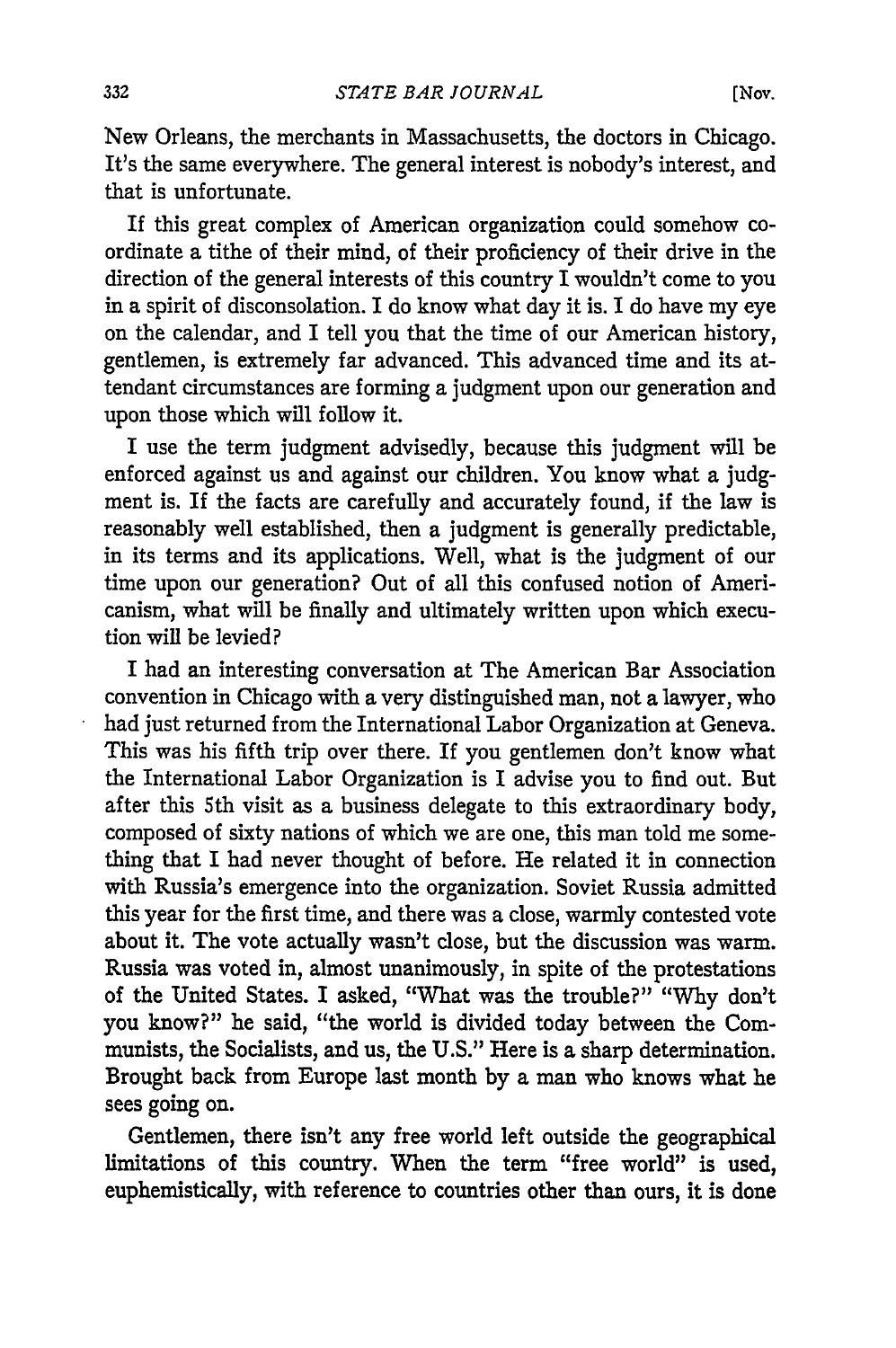New Orleans, the merchants in Massachusetts, the doctors in Chicago. It's the same everywhere. The general interest is nobody's interest, and that is unfortunate.

If this great complex of American organization could somehow coordinate a tithe of their mind, of their proficiency of their drive in the direction of the general interests of this country I wouldn't come to you in a spirit of disconsolation. I do know what day it is. I do have my eye on the calendar, and I tell you that the time of our American history, gentlemen, is extremely far advanced. This advanced time and its attendant circumstances are forming a judgment upon our generation and upon those which will follow it.

I use the term judgment advisedly, because this judgment will be enforced against us and against our children. You know what a judgment is. If the facts are carefully and accurately found, if the law is reasonably well established, then a judgment is generally predictable, in its terms and its applications. Well, what is the judgment of our time upon our generation? Out of all this confused notion of Americanism, what will be finally and ultimately written upon which execution will be levied?

I had an interesting conversation at The American Bar Association convention in Chicago with a very distinguished man, not a lawyer, who had just returned from the International Labor Organization at Geneva. This was his fifth trip over there. If you gentlemen don't know what the International Labor Organization is I advise you to find out. But after this 5th visit as a business delegate to this extraordinary body, composed of sixty nations of which we are one, this man told me something that I had never thought of before. He related it in connection with Russia's emergence into the organization. Soviet Russia admitted this year for the first time, and there was a close, warmly contested vote about it. The vote actually wasn't close, but the discussion was warm. Russia was voted in, almost unanimously, in spite of the protestations of the United States. I asked, "What was the trouble?" "Why don't you know?" he said, "the world is divided today between the Communists, the Socialists, and us, the U.S." Here is a sharp determination. Brought back from Europe last month by a man who knows what he sees going on.

Gentlemen, there isn't any free world left outside the geographical limitations of this country. When the term "free world" is used, euphemistically, with reference to countries other than ours, it is done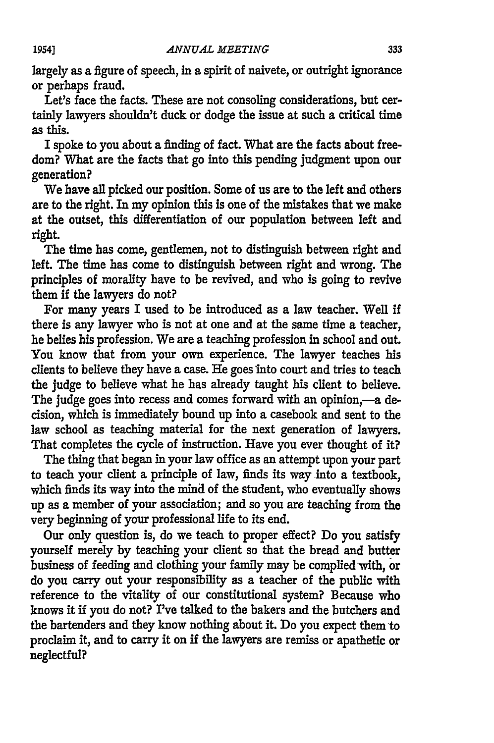largely as a figure of speech, in a spirit of naivete, or outright ignorance or perhaps fraud.

Let's face the facts. These are not consoling considerations, but certainly lawyers shouldn't duck or dodge the issue at such a critical time as this.

I spoke to you about a finding of fact. What are the facts about freedom? What are the facts that go into this pending judgment upon our generation?

We have all picked our position. Some of us are to the left and others are to the right. In my opinion this is one of the mistakes that we make at the outset, this differentiation of our population between left and right.

The time has come, gentlemen, not to distinguish between right and left. The time has come to distinguish between right and wrong. The principles of morality have to be revived, and who is going to revive them if the lawyers do not?

For many years I used to be introduced as a law teacher. Well if there is any lawyer who is not at one and at the same time a teacher, he belies his profession. We are a teaching profession in school and out. You know that from your own experience. The lawyer teaches his clients to believe they have a case. He goes into court and tries to teach the judge to believe what he has already taught his client to believe. The judge goes into recess and comes forward with an opinion,—a decision, which is immediately bound up into a casebook and sent to the law school as teaching material for the next generation of lawyers. That completes the cycle of instruction. Have you ever thought of it?

The thing that began in your law office as an attempt upon your part to teach your client a principle of law, finds its way into a textbook, which finds its way into the mind of the student, who eventually shows up as a member of your association; and so you are teaching from the very beginning of your professional life to its end.

Our only question is, do we teach to proper effect? Do you satisfy yourself merely by teaching your client so that the bread and butter business of feeding and clothing your family may be complied with, or do you carry out your responsibility as a teacher of the public with reference to the vitality of our constitutional system? Because who knows it if you do not? I've talked to the bakers and the butchers and the bartenders and they know nothing about it. Do you expect them to proclaim it, and to carry it on if the lawyers are remiss or apathetic or neglectful?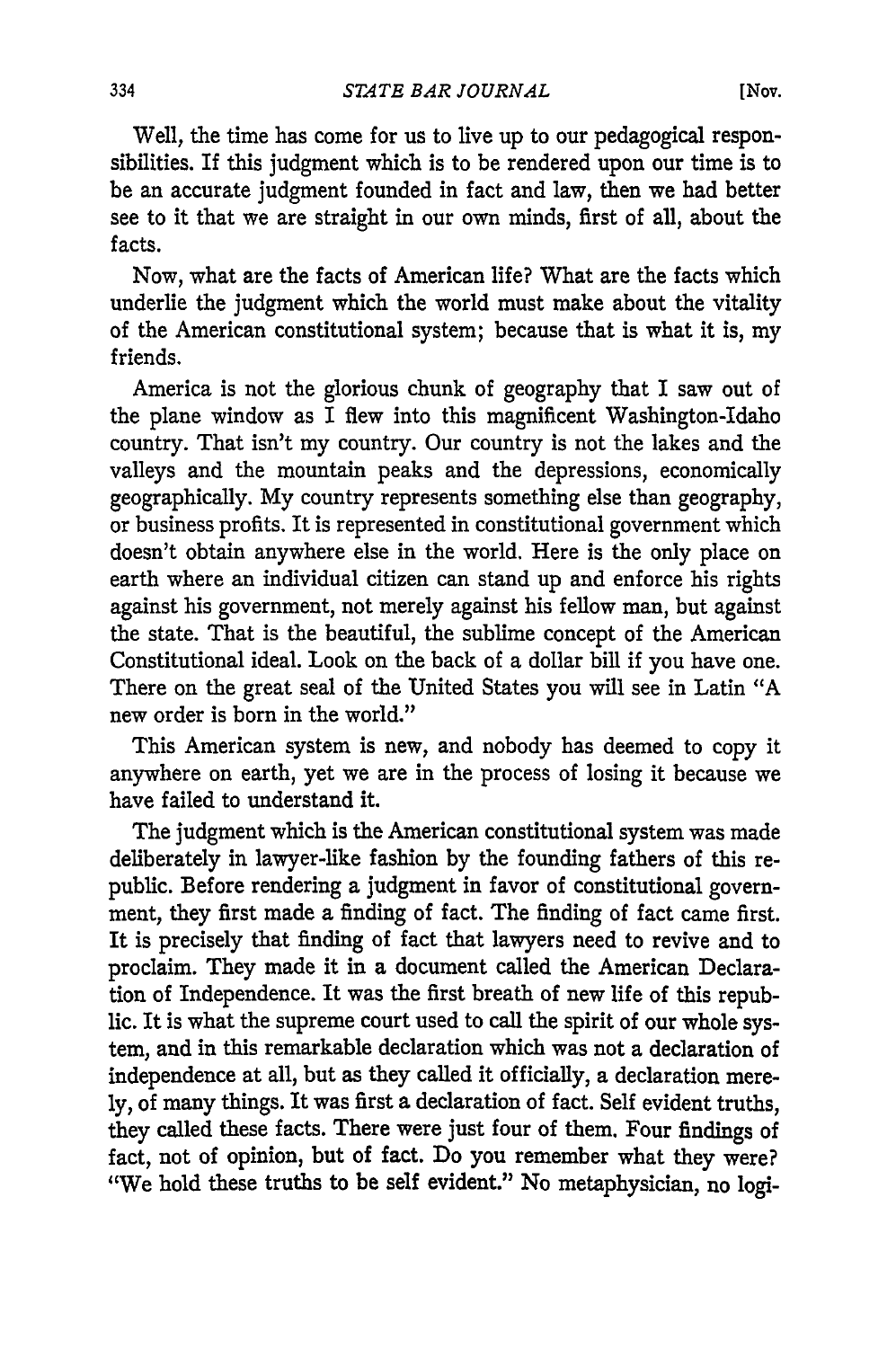Well, the time has come for us to live up to our pedagogical responsibilities. If this judgment which is to be rendered upon our time is to be an accurate judgment founded in fact and law, then we had better see to it that we are straight in our own minds, first of all, about the facts.

Now, what are the facts of American life? What are the facts which underlie the judgment which the world must make about the vitality of the American constitutional system; because that is what it is, my friends.

America is not the glorious chunk of geography that I saw out of the plane window as I flew into this magnificent Washington-Idaho country. That isn't my country. Our country is not the lakes and the valleys and the mountain peaks and the depressions, economically geographically. My country represents something else than geography, or business profits. It is represented in constitutional government which doesn't obtain anywhere else in the world. Here is the only place on earth where an individual citizen can stand up and enforce his rights against his government, not merely against his fellow man, but against the state. That is the beautiful, the sublime concept of the American Constitutional ideal. Look on the back of a dollar bill if you have one. There on the great seal of the United States you will see in Latin "A new order is born in the world."

This American system is new, and nobody has deemed to copy it anywhere on earth, yet we are in the process of losing it because we have failed to understand it.

The judgment which is the American constitutional system was made deliberately in lawyer-like fashion by the founding fathers of this republic. Before rendering a judgment in favor of constitutional government, they first made a finding of fact. The finding of fact came first. It is precisely that finding of fact that lawyers need to revive and to proclaim. They made it in a document called the American Declaration of Independence. It was the first breath of new life of this republic. It is what the supreme court used to call the spirit of our whole system, and in this remarkable declaration which was not a declaration of independence at all, but as they called it officially, a declaration merely, of many things. It was first a declaration of fact. Self evident truths, they called these facts. There were just four of them. Four findings of fact, not of opinion, but of fact. Do you remember what they were? "We hold these truths to be self evident." No metaphysician, no logi-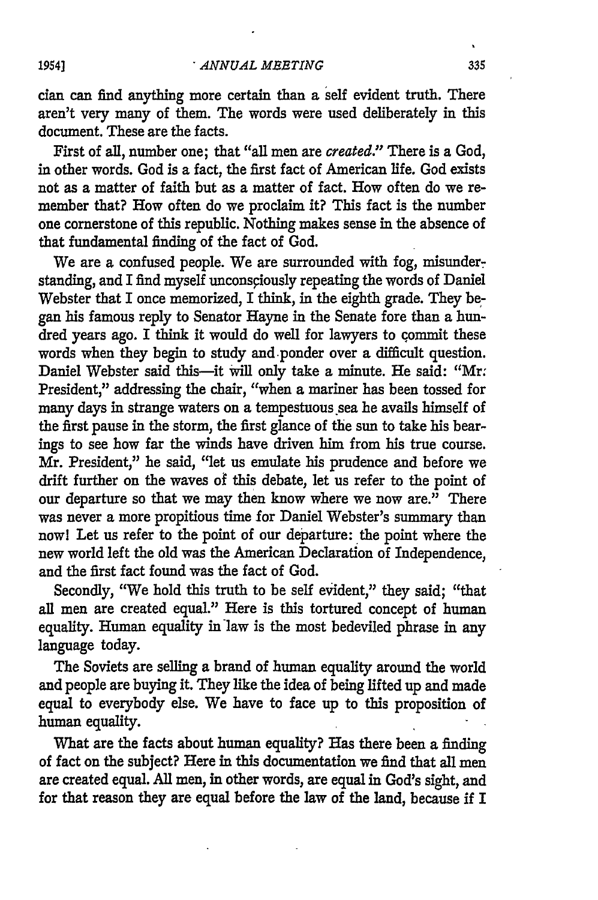cian can find anything more certain than a self evident truth. There aren't very many of them. The words were used deliberately in this document. These are the facts.

First of all, number one; that "all men are *created*." There is a God, in other words. God is a fact, the first fact of American life. God exists not as a matter of faith but as a matter of fact. How often do we remember that? How often do we proclaim it? This fact is the number one cornerstone of this republic. Nothing makes sense in the absence of that fundamental finding of the fact of God.

We are a confused people. We are surrounded with fog, misunderstanding, and I find myself unconsciously repeating the words of Daniel Webster that I once memorized, I think, in the eighth grade. They began his famous reply to Senator Hayne in the Senate fore than a hundred years ago. I think it would do well for lawyers to commit these words when they begin to study and ponder over a difficult question. Daniel Webster said this—it will only take a minute. He said: "Mr. President," addressing the chair, "when a mariner has been tossed for many days in strange waters on a tempestuous sea he avails himself of the first pause in the storm, the first glance of the sun to take his bearings to see how far the winds have driven him from his true course. Mr. President," he said, "let us emulate his prudence and before we drift further on the waves of this debate, let us refer to the point of our departure so that we may then know where we now are." There was never a more propitious time for Daniel Webster's summary than now! Let us refer to the point of our departure: the point where the new world left the old was the American Declaration of Independence, and the first fact found was the fact of God.

Secondly, "We hold this truth to be self evident," they said; "that all men are created equal." Here is this tortured concept of human equality. Human equality in law is the most bedeviled phrase in any language today.

The Soviets are selling a brand of human equality around the world and people are buying it. They like the idea of being lifted up and made equal to everybody else. We have to face up to this proposition of human equality.

What are the facts about human equality? Has there been a finding of fact on the subject? Here in this documentation we find that all men are created equal. All men, in other words, are equal in God's sight, and for that reason they are equal before the law of the land, because if I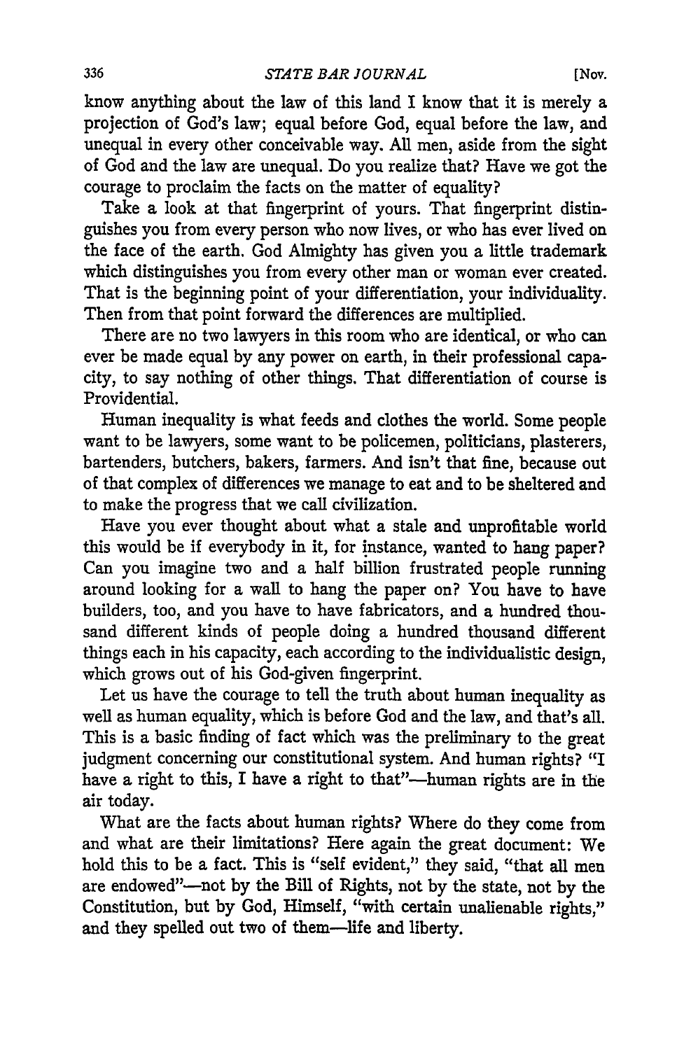know anything about the law of this land I know that it is merely a projection of God's law; equal before God, equal before the law, and unequal in every other conceivable way. All men, aside from the sight of God and the law are unequal. Do you realize that? Have we got the courage to proclaim the facts on the matter of equality?

Take a look at that fingerprint of yours. That fingerprint distinguishes you from every person who now lives, or who has ever lived on the face of the earth. God Almighty has given you a little trademark which distinguishes you from every other man or woman ever created. That is the beginning point of your differentiation, your individuality. Then from that point forward the differences are multiplied.

There are no two lawyers in this room who are identical, or who can ever be made equal by any power on earth, in their professional capacity, to say nothing of other things. That differentiation of course is Providential.

Human inequality is what feeds and clothes the world. Some people want to be lawyers, some want to be policemen, politicians, plasterers, bartenders, butchers, bakers, farmers. And isn't that fine, because out of that complex of differences we manage to eat and to be sheltered and to make the progress that we call civilization.

Have you ever thought about what a stale and unprofitable world this would be if everybody in it, for instance, wanted to hang paper? Can you imagine two and a half billion frustrated people running around looking for a wall to hang the paper on? You have to have builders, too, and you have to have fabricators, and a hundred thousand different kinds of people doing a hundred thousand different things each in his capacity, each according to the individualistic design, which grows out of his God-given fingerprint.

Let us have the courage to tell the truth about human inequality as well as human equality, which is before God and the law, and that's all. This is a basic finding of fact which was the preliminary to the great judgment concerning our constitutional system. And human rights? "I have a right to this, I have a right to that"—human rights are in the air today.

What are the facts about human rights? Where do they come from and what are their limitations? Here again the great document: We hold this to be a fact. This is "self evident," they said, "that all men are endowed"—not by the Bill of Rights, not by the state, not by the Constitution, but by God, Himself, "with certain unalienable rights," and they spelled out two of them—life and liberty.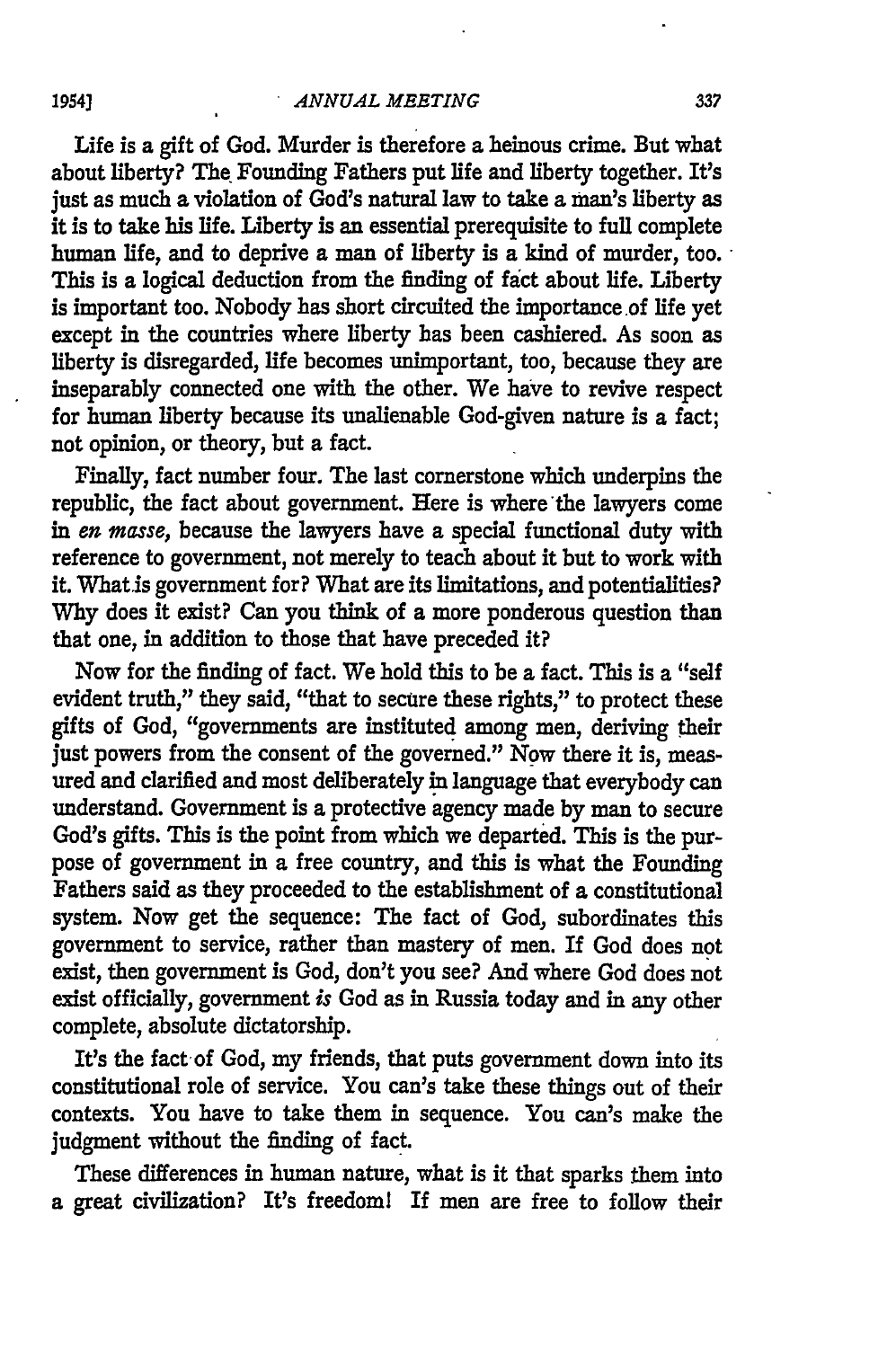Life is a gift of God. Murder is therefore a heinous crime. But what about liberty? The Founding Fathers put life and liberty together. It's just as much a violation of God's natural law to take a man's liberty as it is to take his life. Liberty is an essential prerequisite to full complete human life, and to deprive a man of liberty is a kind of murder, too. This is a logical deduction from the finding of fact about life. Liberty is important too. Nobody has short circuited the importance of life yet except in the countries where liberty has been cashiered. As soon as liberty is disregarded, life becomes unimportant, too, because they are inseparably connected one with the other. We have to revive respect for human liberty because its unalienable God-given nature is a fact; not opinion, or theory, but a fact.

Finally, fact number four. The last cornerstone which underpins the republic, the fact about government. Here is where the lawyers come in *en masse*, because the lawyers have a special functional duty with reference to government, not merely to teach about it but to work with it. What is government for? What are its limitations, and potentialities? Why does it exist? Can you think of a more ponderous question than that one, in addition to those that have preceded it?

Now for the finding of fact. We hold this to be a fact. This is a "self evident truth," they said, "that to secure these rights," to protect these gifts of God, "governments are instituted among men, deriving their just powers from the consent of the governed." Now there it is, measured and clarified and most deliberately in language that everybody can understand. Government is a protective agency made by man to secure God's gifts. This is the point from which we departed. This is the purpose of government in a free country, and this is what the Founding Fathers said as they proceeded to the establishment of a constitutional system. Now get the sequence: The fact of God, subordinates this government to service, rather than mastery of men. If God does not exist, then government is God, don't you see? And where God does not exist officially, government *is* God as in Russia today and in any other complete, absolute dictatorship.

It's the fact of God, my friends, that puts government down into its constitutional role of service. You can's take these things out of their contexts. You have to take them in sequence. You can's make the judgment without the finding of fact.

These differences in human nature, what is it that sparks them into a great civilization? It's freedom! If men are free to follow their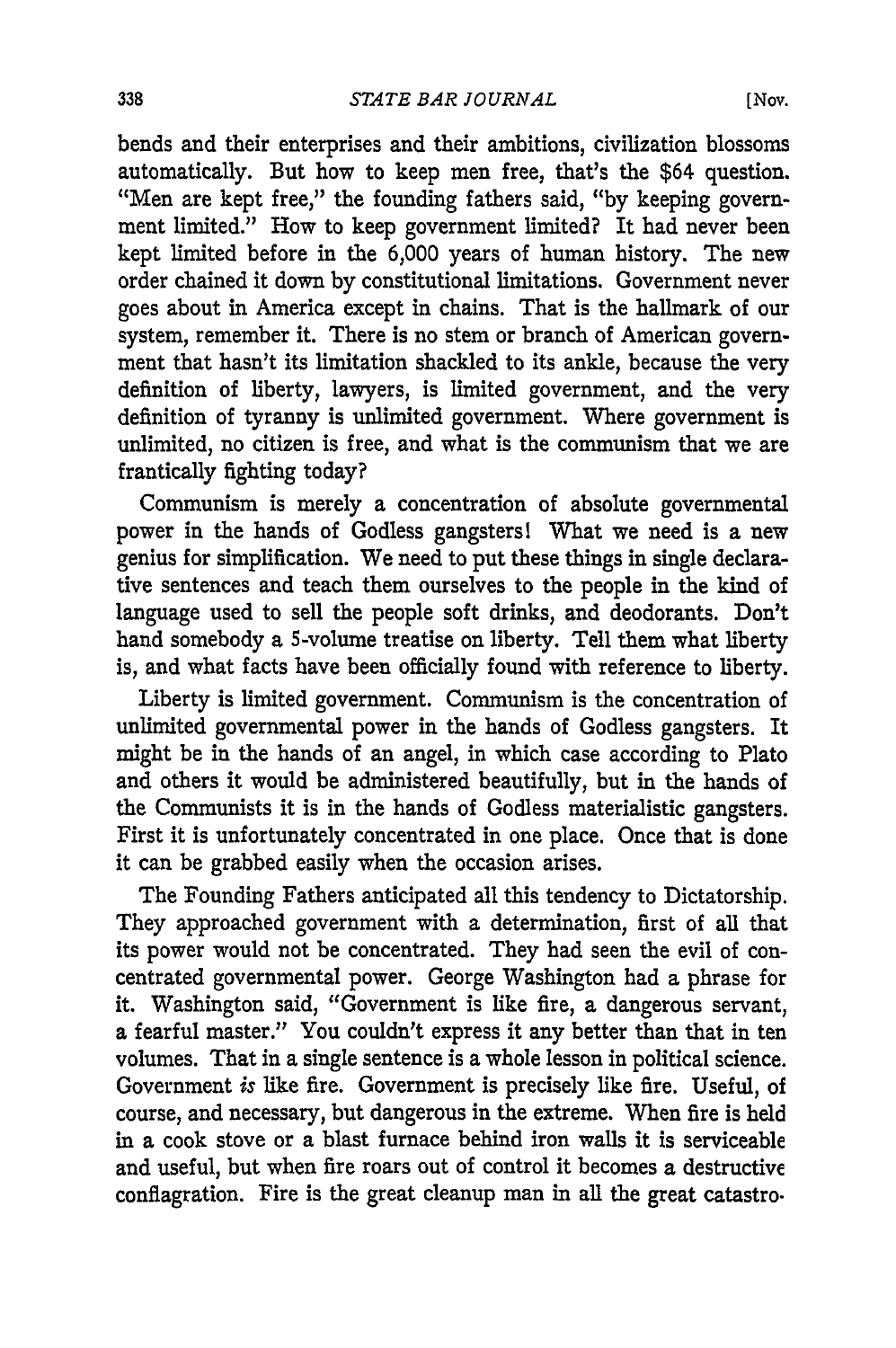bends and their enterprises and their ambitions, civilization blossoms automatically. But how to keep men free, that's the $64 question. "Men are kept free," the founding fathers said, "by keeping government limited." How to keep government limited? It had never been kept limited before in the 6,000 years of human history. The new order chained it down by constitutional limitations. Government never goes about in America except in chains. That is the hallmark of our system, remember it. There is no stem or branch of American government that hasn't its limitation shackled to its ankle, because the very definition of liberty, lawyers, is limited government, and the very definition of tyranny is unlimited government. Where government is unlimited, no citizen is free, and what is the communism that we are frantically fighting today?

Communism is merely a concentration of absolute governmental power in the hands of Godless gangsters! What we need is a new genius for simplification. We need to put these things in single declarative sentences and teach them ourselves to the people in the kind of language used to sell the people soft drinks, and deodorants. Don't hand somebody a 5-volume treatise on liberty. Tell them what liberty is, and what facts have been officially found with reference to liberty.

Liberty is limited government. Communism is the concentration of unlimited governmental power in the hands of Godless gangsters. It might be in the hands of an angel, in which case according to Plato and others it would be administered beautifully, but in the hands of the Communists it is in the hands of Godless materialistic gangsters. First it is unfortunately concentrated in one place. Once that is done it can be grabbed easily when the occasion arises.

The Founding Fathers anticipated all this tendency to Dictatorship. They approached government with a determination, first of all that its power would not be concentrated. They had seen the evil of concentrated governmental power. George Washington had a phrase for it. Washington said, "Government is like fire, a dangerous servant, a fearful master." You couldn't express it any better than that in ten volumes. That in a single sentence is a whole lesson in political science. Government *is* like fire. Government is precisely like fire. Useful, of course, and necessary, but dangerous in the extreme. When fire is held in a cook stove or a blast furnace behind iron walls it is serviceable and useful, but when fire roars out of control it becomes a destructive conflagration. Fire is the great cleanup man in all the great catastro-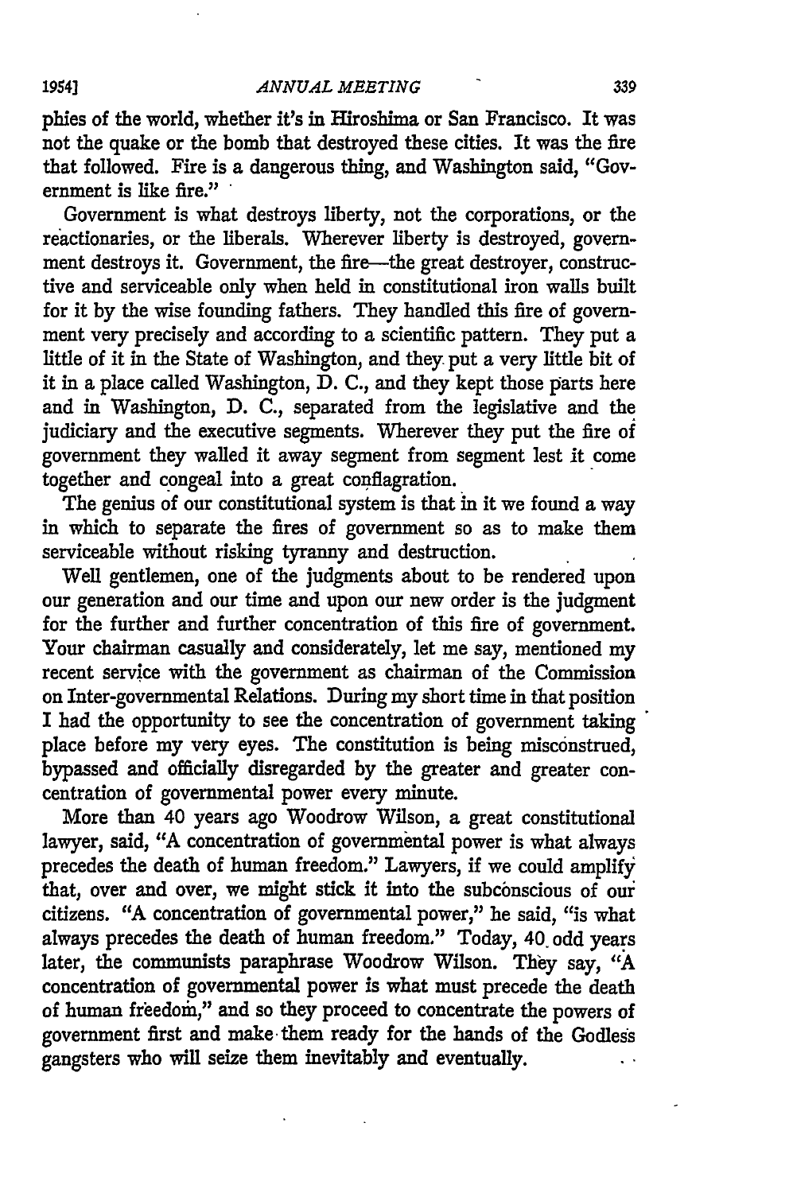phies of the world, whether it's in Hiroshima or San Francisco. It was not the quake or the bomb that destroyed these cities. It was the fire that followed. Fire is a dangerous thing, and Washington said, "Government is like fire."

Government is what destroys liberty, not the corporations, or the reactionaries, or the liberals. Wherever liberty is destroyed, government destroys it. Government, the fire—the great destroyer, constructive and serviceable only when held in constitutional iron walls built for it by the wise founding fathers. They handled this fire of government very precisely and according to a scientific pattern. They put a little of it in the State of Washington, and they put a very little bit of it in a place called Washington, D. C., and they kept those parts here and in Washington, D. C., separated from the legislative and the judiciary and the executive segments. Wherever they put the fire of government they walled it away segment from segment lest it come together and congeal into a great conflagration.

The genius of our constitutional system is that in it we found a way in which to separate the fires of government so as to make them serviceable without risking tyranny and destruction.

Well gentlemen, one of the judgments about to be rendered upon our generation and our time and upon our new order is the judgment for the further and further concentration of this fire of government. Your chairman casually and considerately, let me say, mentioned my recent service with the government as chairman of the Commission on Inter-governmental Relations. During my short time in that position I had the opportunity to see the concentration of government taking place before my very eyes. The constitution is being misconstrued, bypassed and officially disregarded by the greater and greater concentration of governmental power every minute.

More than 40 years ago Woodrow Wilson, a great constitutional lawyer, said, "A concentration of governmental power is what always precedes the death of human freedom." Lawyers, if we could amplify that, over and over, we might stick it into the subconscious of our citizens. "A concentration of governmental power," he said, "is what always precedes the death of human freedom." Today, 40 odd years later, the communists paraphrase Woodrow Wilson. They say, "A concentration of governmental power is what must precede the death of human freedom," and so they proceed to concentrate the powers of government first and make them ready for the hands of the Godless gangsters who will seize them inevitably and eventually.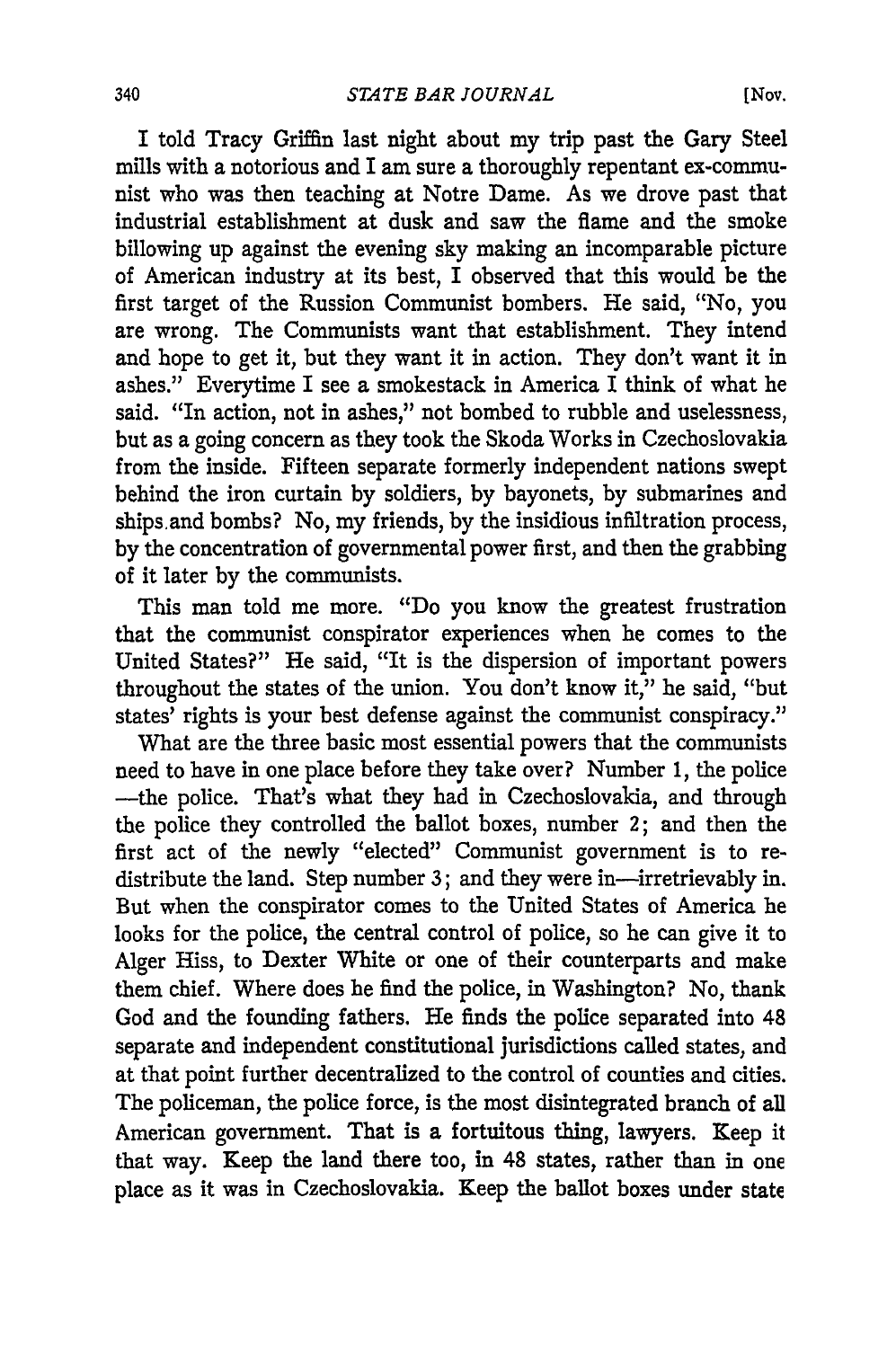I told Tracy Griffin last night about my trip past the Gary Steel mills with a notorious and I am sure a thoroughly repentant ex-communist who was then teaching at Notre Dame. As we drove past that industrial establishment at dusk and saw the flame and the smoke billowing up against the evening sky making an incomparable picture of American industry at its best, I observed that this would be the first target of the Russion Communist bombers. He said, "No, you are wrong. The Communists want that establishment. They intend and hope to get it, but they want it in action. They don't want it in ashes." Everytime I see a smokestack in America I think of what he said. "In action, not in ashes," not bombed to rubble and uselessness, but as a going concern as they took the Skoda Works in Czechoslovakia from the inside. Fifteen separate formerly independent nations swept behind the iron curtain by soldiers, by bayonets, by submarines and ships and bombs? No, my friends, by the insidious infiltration process, by the concentration of governmental power first, and then the grabbing of it later by the communists.

This man told me more. "Do you know the greatest frustration that the communist conspirator experiences when he comes to the United States?" He said, "It is the dispersion of important powers throughout the states of the union. You don't know it," he said, "but states' rights is your best defense against the communist conspiracy."

What are the three basic most essential powers that the communists need to have in one place before they take over? Number 1, the police —the police. That's what they had in Czechoslovakia, and through the police they controlled the ballot boxes, number 2; and then the first act of the newly "elected" Communist government is to redistribute the land. Step number 3; and they were in—irretrievably in. But when the conspirator comes to the United States of America he looks for the police, the central control of police, so he can give it to Alger Hiss, to Dexter White or one of their counterparts and make them chief. Where does he find the police, in Washington? No, thank God and the founding fathers. He finds the police separated into 48 separate and independent constitutional jurisdictions called states, and at that point further decentralized to the control of counties and cities. The policeman, the police force, is the most disintegrated branch of all American government. That is a fortuitous thing, lawyers. Keep it that way. Keep the land there too, in 48 states, rather than in one place as it was in Czechoslovakia. Keep the ballot boxes under state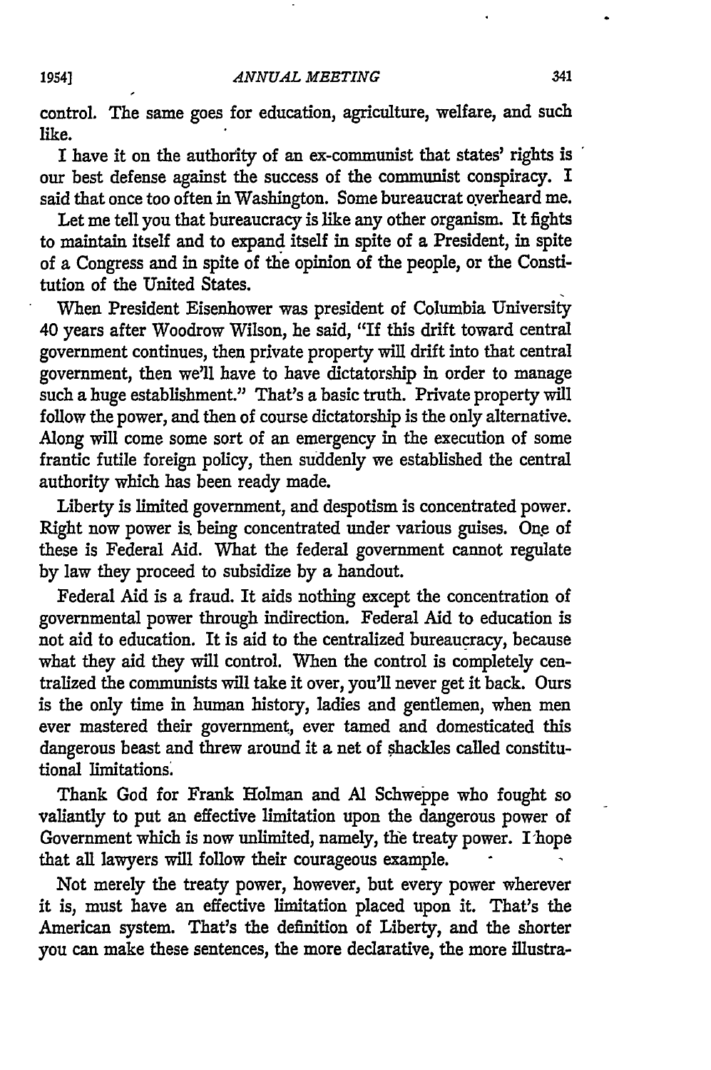control. The same goes for education, agriculture, welfare, and such like.

I have it on the authority of an ex-communist that states' rights is our best defense against the success of the communist conspiracy. I said that once too often in Washington. Some bureaucrat overheard me.

Let me tell you that bureaucracy is like any other organism. It fights to maintain itself and to expand itself in spite of a President, in spite of a Congress and in spite of the opinion of the people, or the Constitution of the United States.

When President Eisenhower was president of Columbia University 40 years after Woodrow Wilson, he said, "If this drift toward central government continues, then private property will drift into that central government, then we'll have to have dictatorship in order to manage such a huge establishment." That's a basic truth. Private property will follow the power, and then of course dictatorship is the only alternative. Along will come some sort of an emergency in the execution of some frantic futile foreign policy, then suddenly we established the central authority which has been ready made.

Liberty is limited government, and despotism is concentrated power. Right now power is being concentrated under various guises. One of these is Federal Aid. What the federal government cannot regulate by law they proceed to subsidize by a handout.

Federal Aid is a fraud. It aids nothing except the concentration of governmental power through indirection. Federal Aid to education is not aid to education. It is aid to the centralized bureaucracy, because what they aid they will control. When the control is completely centralized the communists will take it over, you'll never get it back. Ours is the only time in human history, ladies and gentlemen, when men ever mastered their government, ever tamed and domesticated this dangerous beast and threw around it a net of shackles called constitutional limitations.

Thank God for Frank Holman and Al Schweppe who fought so valiantly to put an effective limitation upon the dangerous power of Government which is now unlimited, namely, the treaty power. I hope that all lawyers will follow their courageous example.

Not merely the treaty power, however, but every power wherever it is, must have an effective limitation placed upon it. That's the American system. That's the definition of Liberty, and the shorter you can make these sentences, the more declarative, the more illustra-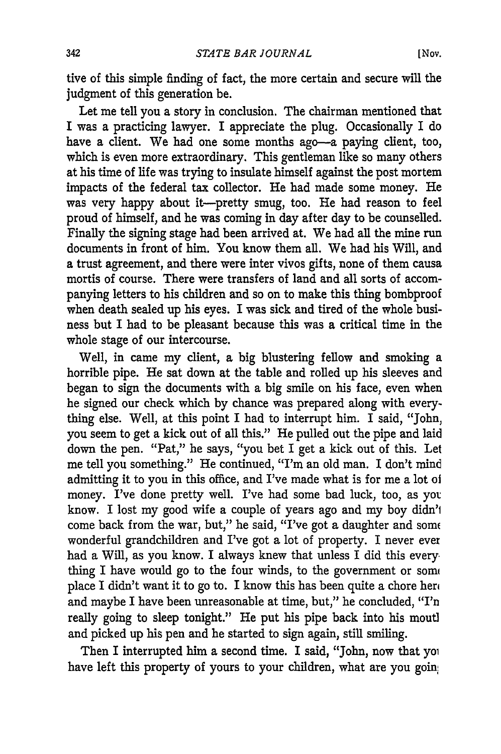tive of this simple finding of fact, the more certain and secure will the judgment of this generation be.

Let me tell you a story in conclusion. The chairman mentioned that I was a practicing lawyer. I appreciate the plug. Occasionally I do have a client. We had one some months ago—a paying client, too, which is even more extraordinary. This gentleman like so many others at his time of life was trying to insulate himself against the post mortem impacts of the federal tax collector. He had made some money. He was very happy about it—pretty smug, too. He had reason to feel proud of himself, and he was coming in day after day to be counselled. Finally the signing stage had been arrived at. We had all the mine run documents in front of him. You know them all. We had his Will, and a trust agreement, and there were inter vivos gifts, none of them causa mortis of course. There were transfers of land and all sorts of accompanying letters to his children and so on to make this thing bombproof when death sealed up his eyes. I was sick and tired of the whole business but I had to be pleasant because this was a critical time in the whole stage of our intercourse.

Well, in came my client, a big blustering fellow and smoking a horrible pipe. He sat down at the table and rolled up his sleeves and began to sign the documents with a big smile on his face, even when he signed our check which by chance was prepared along with everything else. Well, at this point I had to interrupt him. I said, "John, you seem to get a kick out of all this." He pulled out the pipe and laid down the pen. "Pat," he says, "you bet I get a kick out of this. Let me tell you something." He continued, "I'm an old man. I don't mind admitting it to you in this office, and I've made what is for me a lot of money. I've done pretty well. I've had some bad luck, too, as you know. I lost my good wife a couple of years ago and my boy didn't come back from the war, but," he said, "I've got a daughter and some wonderful grandchildren and I've got a lot of property. I never ever had a Will, as you know. I always knew that unless I did this everything I have would go to the four winds, to the government or some place I didn't want it to go to. I know this has been quite a chore here and maybe I have been unreasonable at time, but," he concluded, "I'm really going to sleep tonight." He put his pipe back into his mouth and picked up his pen and he started to sign again, still smiling.

Then I interrupted him a second time. I said, "John, now that you have left this property of yours to your children, what are you going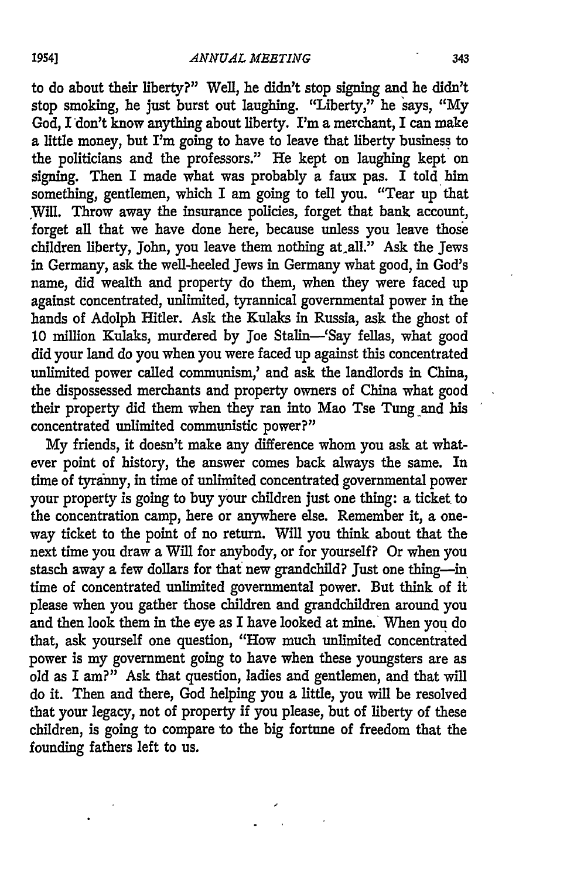to do about their liberty?" Well, he didn't stop signing and he didn't stop smoking, he just burst out laughing. "Liberty," he says, "My God, I don't know anything about liberty. I'm a merchant, I can make a little money, but I'm going to have to leave that liberty business to the politicians and the professors." He kept on laughing kept on signing. Then I made what was probably a faux pas. I told him something, gentlemen, which I am going to tell you. "Tear up that Will. Throw away the insurance policies, forget that bank account, forget all that we have done here, because unless you leave those children liberty, John, you leave them nothing at all." Ask the Jews in Germany, ask the well-heeled Jews in Germany what good, in God's name, did wealth and property do them, when they were faced up against concentrated, unlimited, tyrannical governmental power in the hands of Adolph Hitler. Ask the Kulaks in Russia, ask the ghost of 10 million Kulaks, murdered by Joe Stalin—'Say fellas, what good did your land do you when you were faced up against this concentrated unlimited power called communism,' and ask the landlords in China, the dispossessed merchants and property owners of China what good their property did them when they ran into Mao Tse Tung and his concentrated unlimited communistic power?"

My friends, it doesn't make any difference whom you ask at whatever point of history, the answer comes back always the same. In time of tyranny, in time of unlimited concentrated governmental power your property is going to buy your children just one thing: a ticket to the concentration camp, here or anywhere else. Remember it, a one-way ticket to the point of no return. Will you think about that the next time you draw a Will for anybody, or for yourself? Or when you stasch away a few dollars for that new grandchild? Just one thing—in time of concentrated unlimited governmental power. But think of it please when you gather those children and grandchildren around you and then look them in the eye as I have looked at mine. When you do that, ask yourself one question, "How much unlimited concentrated power is my government going to have when these youngsters are as old as I am?" Ask that question, ladies and gentlemen, and that will do it. Then and there, God helping you a little, you will be resolved that your legacy, not of property if you please, but of liberty of these children, is going to compare to the big fortune of freedom that the founding fathers left to us.